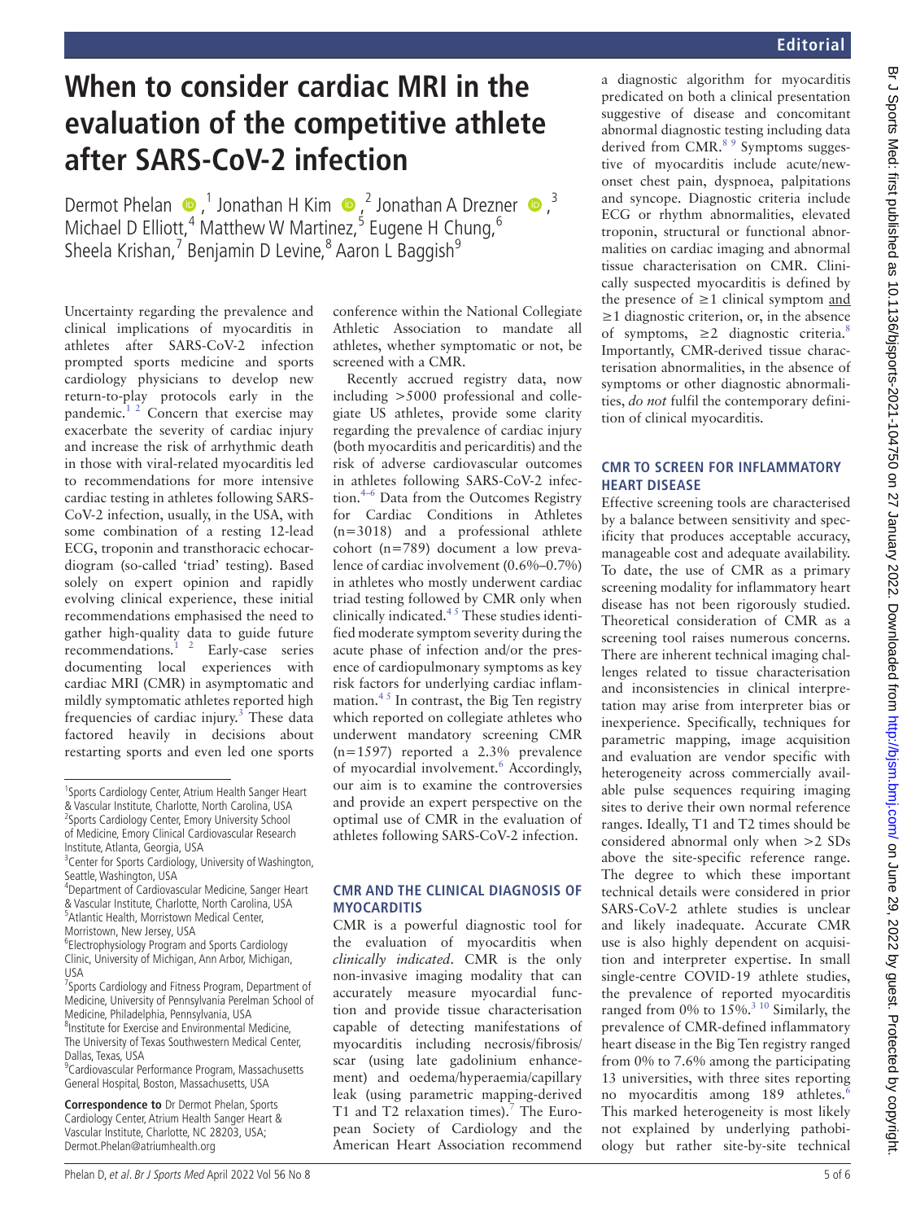# When to consider cardiac MRI in the evaluation of the competitive athlete after SARS-CoV-2 infection

Dermot Phelan,[1] Jonathan H Kim,[2] Jonathan A Drezner,[3] Michael D Elliott,[4] Matthew W Martinez,[5] Eugene H Chung,[6] Sheela Krishan,[7] Benjamin D Levine,[8] Aaron L Baggish[9]

[1]Sports Cardiology Center, Atrium Health Sanger Heart & Vascular Institute, Charlotte, North Carolina, USA
[2]Sports Cardiology Center, Emory University School of Medicine, Emory Clinical Cardiovascular Research Institute, Atlanta, Georgia, USA
[3]Center for Sports Cardiology, University of Washington, Seattle, Washington, USA
[4]Department of Cardiovascular Medicine, Sanger Heart & Vascular Institute, Charlotte, North Carolina, USA
[5]Atlantic Health, Morristown Medical Center, Morristown, New Jersey, USA
[6]Electrophysiology Program and Sports Cardiology Clinic, University of Michigan, Ann Arbor, Michigan, USA
[7]Sports Cardiology and Fitness Program, Department of Medicine, University of Pennsylvania Perelman School of Medicine, Philadelphia, Pennsylvania, USA
[8]Institute for Exercise and Environmental Medicine, The University of Texas Southwestern Medical Center, Dallas, Texas, USA
[9]Cardiovascular Performance Program, Massachusetts General Hospital, Boston, Massachusetts, USA

**Correspondence to** Dr Dermot Phelan, Sports Cardiology Center, Atrium Health Sanger Heart & Vascular Institute, Charlotte, NC 28203, USA; Dermot.Phelan@atriumhealth.org

Uncertainty regarding the prevalence and clinical implications of myocarditis in athletes after SARS-CoV-2 infection prompted sports medicine and sports cardiology physicians to develop new return-to-play protocols early in the pandemic.[1 2] Concern that exercise may exacerbate the severity of cardiac injury and increase the risk of arrhythmic death in those with viral-related myocarditis led to recommendations for more intensive cardiac testing in athletes following SARS-CoV-2 infection, usually, in the USA, with some combination of a resting 12-lead ECG, troponin and transthoracic echocardiogram (so-called 'triad' testing). Based solely on expert opinion and rapidly evolving clinical experience, these initial recommendations emphasised the need to gather high-quality data to guide future recommendations.[1 2] Early-case series documenting local experiences with cardiac MRI (CMR) in asymptomatic and mildly symptomatic athletes reported high frequencies of cardiac injury.[3] These data factored heavily in decisions about restarting sports and even led one sports conference within the National Collegiate Athletic Association to mandate all athletes, whether symptomatic or not, be screened with a CMR.

Recently accrued registry data, now including >5000 professional and collegiate US athletes, provide some clarity regarding the prevalence of cardiac injury (both myocarditis and pericarditis) and the risk of adverse cardiovascular outcomes in athletes following SARS-CoV-2 infection.[4–6] Data from the Outcomes Registry for Cardiac Conditions in Athletes (n=3018) and a professional athlete cohort (n=789) document a low prevalence of cardiac involvement (0.6%–0.7%) in athletes who mostly underwent cardiac triad testing followed by CMR only when clinically indicated.[4 5] These studies identified moderate symptom severity during the acute phase of infection and/or the presence of cardiopulmonary symptoms as key risk factors for underlying cardiac inflammation.[4 5] In contrast, the Big Ten registry which reported on collegiate athletes who underwent mandatory screening CMR (n=1597) reported a 2.3% prevalence of myocardial involvement.[6] Accordingly, our aim is to examine the controversies and provide an expert perspective on the optimal use of CMR in the evaluation of athletes following SARS-CoV-2 infection.

## CMR AND THE CLINICAL DIAGNOSIS OF MYOCARDITIS

CMR is a powerful diagnostic tool for the evaluation of myocarditis when *clinically indicated*. CMR is the only non-invasive imaging modality that can accurately measure myocardial function and provide tissue characterisation capable of detecting manifestations of myocarditis including necrosis/fibrosis/scar (using late gadolinium enhancement) and oedema/hyperaemia/capillary leak (using parametric mapping-derived T1 and T2 relaxation times).[7] The European Society of Cardiology and the American Heart Association recommend a diagnostic algorithm for myocarditis predicated on both a clinical presentation suggestive of disease and concomitant abnormal diagnostic testing including data derived from CMR.[8 9] Symptoms suggestive of myocarditis include acute/new-onset chest pain, dyspnoea, palpitations and syncope. Diagnostic criteria include ECG or rhythm abnormalities, elevated troponin, structural or functional abnormalities on cardiac imaging and abnormal tissue characterisation on CMR. Clinically suspected myocarditis is defined by the presence of ≥1 clinical symptom and ≥1 diagnostic criterion, or, in the absence of symptoms, ≥2 diagnostic criteria.[8] Importantly, CMR-derived tissue characterisation abnormalities, in the absence of symptoms or other diagnostic abnormalities, *do not* fulfil the contemporary definition of clinical myocarditis.

## CMR TO SCREEN FOR INFLAMMATORY HEART DISEASE

Effective screening tools are characterised by a balance between sensitivity and specificity that produces acceptable accuracy, manageable cost and adequate availability. To date, the use of CMR as a primary screening modality for inflammatory heart disease has not been rigorously studied. Theoretical consideration of CMR as a screening tool raises numerous concerns. There are inherent technical imaging challenges related to tissue characterisation and inconsistencies in clinical interpretation may arise from interpreter bias or inexperience. Specifically, techniques for parametric mapping, image acquisition and evaluation are vendor specific with heterogeneity across commercially available pulse sequences requiring imaging sites to derive their own normal reference ranges. Ideally, T1 and T2 times should be considered abnormal only when >2 SDs above the site-specific reference range. The degree to which these important technical details were considered in prior SARS-CoV-2 athlete studies is unclear and likely inadequate. Accurate CMR use is also highly dependent on acquisition and interpreter expertise. In small single-centre COVID-19 athlete studies, the prevalence of reported myocarditis ranged from 0% to 15%.[3 10] Similarly, the prevalence of CMR-defined inflammatory heart disease in the Big Ten registry ranged from 0% to 7.6% among the participating 13 universities, with three sites reporting no myocarditis among 189 athletes.[6] This marked heterogeneity is most likely not explained by underlying pathobiology but rather site-by-site technical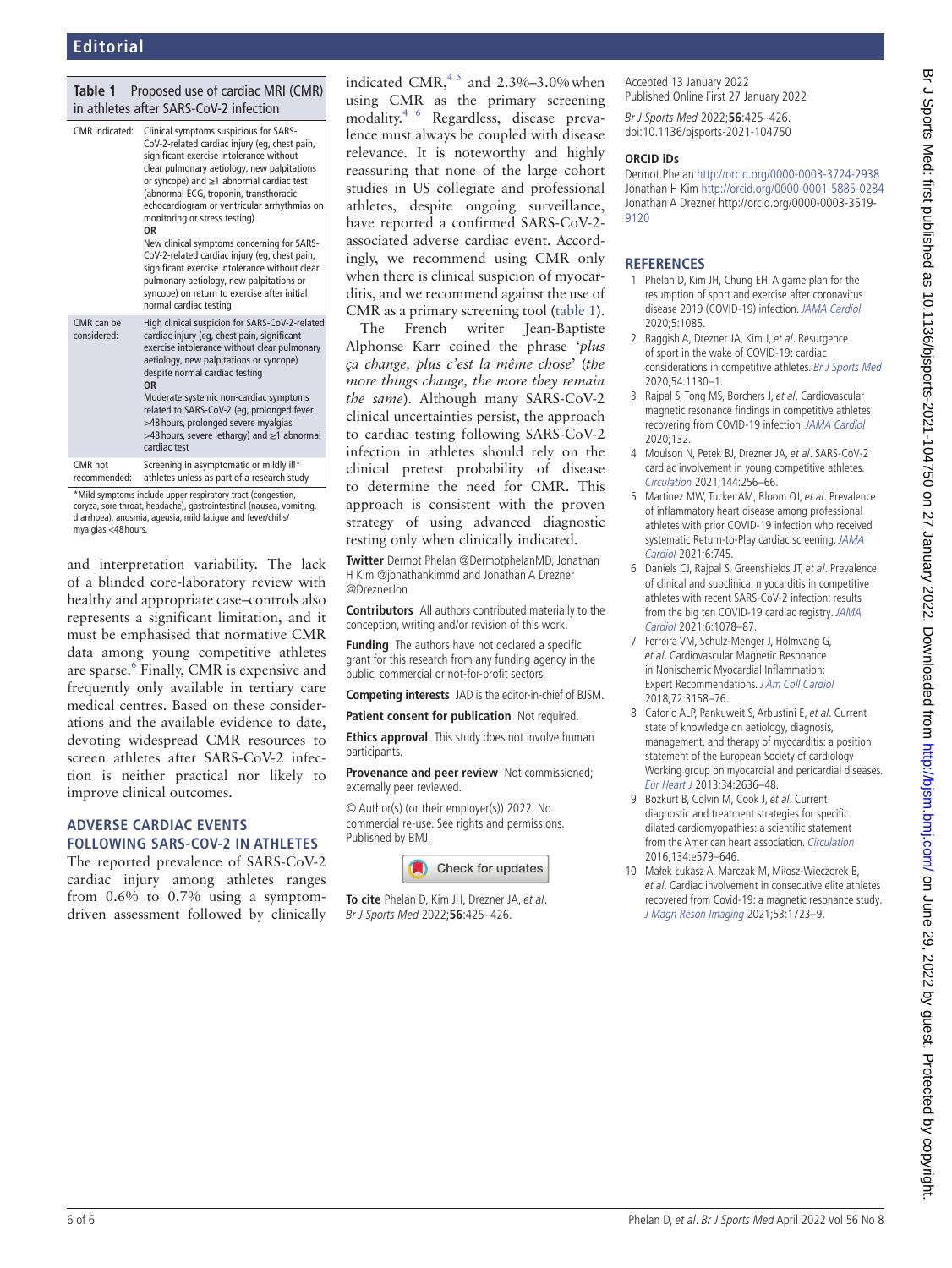**Table 1** Proposed use of cardiac MRI (CMR) in athletes after SARS-CoV-2 infection

| | |
|---|---|
| CMR indicated: | Clinical symptoms suspicious for SARS-CoV-2-related cardiac injury (eg, chest pain, significant exercise intolerance without clear pulmonary aetiology, new palpitations or syncope) and ≥1 abnormal cardiac test (abnormal ECG, troponin, transthoracic echocardiogram or ventricular arrhythmias on monitoring or stress testing)<br>**OR**<br>New clinical symptoms concerning for SARS-CoV-2-related cardiac injury (eg, chest pain, significant exercise intolerance without clear pulmonary aetiology, new palpitations or syncope) on return to exercise after initial normal cardiac testing |
| CMR can be considered: | High clinical suspicion for SARS-CoV-2-related cardiac injury (eg, chest pain, significant exercise intolerance without clear pulmonary aetiology, new palpitations or syncope) despite normal cardiac testing<br>**OR**<br>Moderate systemic non-cardiac symptoms related to SARS-CoV-2 (eg, prolonged fever >48 hours, prolonged severe myalgias >48 hours, severe lethargy) and ≥1 abnormal cardiac test |
| CMR not recommended: | Screening in asymptomatic or mildly ill* athletes unless as part of a research study |

*Mild symptoms include upper respiratory tract (congestion, coryza, sore throat, headache), gastrointestinal (nausea, vomiting, diarrhoea), anosmia, ageusia, mild fatigue and fever/chills/myalgias <48 hours.

and interpretation variability. The lack of a blinded core-laboratory review with healthy and appropriate case–controls also represents a significant limitation, and it must be emphasised that normative CMR data among young competitive athletes are sparse.[6] Finally, CMR is expensive and frequently only available in tertiary care medical centres. Based on these considerations and the available evidence to date, devoting widespread CMR resources to screen athletes after SARS-CoV-2 infection is neither practical nor likely to improve clinical outcomes.

## ADVERSE CARDIAC EVENTS FOLLOWING SARS-COV-2 IN ATHLETES

The reported prevalence of SARS-CoV-2 cardiac injury among athletes ranges from 0.6% to 0.7% using a symptom-driven assessment followed by clinically indicated CMR,[4 5] and 2.3%–3.0% when using CMR as the primary screening modality.[4 6] Regardless, disease prevalence must always be coupled with disease relevance. It is noteworthy and highly reassuring that none of the large cohort studies in US collegiate and professional athletes, despite ongoing surveillance, have reported a confirmed SARS-CoV-2-associated adverse cardiac event. Accordingly, we recommend using CMR only when there is clinical suspicion of myocarditis, and we recommend against the use of CMR as a primary screening tool (table 1).

The French writer Jean-Baptiste Alphonse Karr coined the phrase '*plus ça change, plus c'est la même chose*' (*the more things change, the more they remain the same*). Although many SARS-CoV-2 clinical uncertainties persist, the approach to cardiac testing following SARS-CoV-2 infection in athletes should rely on the clinical pretest probability of disease to determine the need for CMR. This approach is consistent with the proven strategy of using advanced diagnostic testing only when clinically indicated.

**Twitter** Dermot Phelan @DermotphelanMD, Jonathan H Kim @jonathankimmd and Jonathan A Drezner @DreznerJon

**Contributors** All authors contributed materially to the conception, writing and/or revision of this work.

**Funding** The authors have not declared a specific grant for this research from any funding agency in the public, commercial or not-for-profit sectors.

**Competing interests** JAD is the editor-in-chief of BJSM.

**Patient consent for publication** Not required.

**Ethics approval** This study does not involve human participants.

**Provenance and peer review** Not commissioned; externally peer reviewed.

© Author(s) (or their employer(s)) 2022. No commercial re-use. See rights and permissions. Published by BMJ.

**To cite** Phelan D, Kim JH, Drezner JA, *et al*. *Br J Sports Med* 2022;**56**:425–426.

Accepted 13 January 2022
Published Online First 27 January 2022

*Br J Sports Med* 2022;**56**:425–426.
doi:10.1136/bjsports-2021-104750

**ORCID iDs**
Dermot Phelan http://orcid.org/0000-0003-3724-2938
Jonathan H Kim http://orcid.org/0000-0001-5885-0284
Jonathan A Drezner http://orcid.org/0000-0003-3519-9120

## REFERENCES

1. Phelan D, Kim JH, Chung EH. A game plan for the resumption of sport and exercise after coronavirus disease 2019 (COVID-19) infection. *JAMA Cardiol* 2020;5:1085.
2. Baggish A, Drezner JA, Kim J, *et al*. Resurgence of sport in the wake of COVID-19: cardiac considerations in competitive athletes. *Br J Sports Med* 2020;54:1130–1.
3. Rajpal S, Tong MS, Borchers J, *et al*. Cardiovascular magnetic resonance findings in competitive athletes recovering from COVID-19 infection. *JAMA Cardiol* 2020;132.
4. Moulson N, Petek BJ, Drezner JA, *et al*. SARS-CoV-2 cardiac involvement in young competitive athletes. *Circulation* 2021;144:256–66.
5. Martinez MW, Tucker AM, Bloom OJ, *et al*. Prevalence of inflammatory heart disease among professional athletes with prior COVID-19 infection who received systematic Return-to-Play cardiac screening. *JAMA Cardiol* 2021;6:745.
6. Daniels CJ, Rajpal S, Greenshields JT, *et al*. Prevalence of clinical and subclinical myocarditis in competitive athletes with recent SARS-CoV-2 infection: results from the big ten COVID-19 cardiac registry. *JAMA Cardiol* 2021;6:1078–87.
7. Ferreira VM, Schulz-Menger J, Holmvang G, *et al*. Cardiovascular Magnetic Resonance in Nonischemic Myocardial Inflammation: Expert Recommendations. *J Am Coll Cardiol* 2018;72:3158–76.
8. Caforio ALP, Pankuweit S, Arbustini E, *et al*. Current state of knowledge on aetiology, diagnosis, management, and therapy of myocarditis: a position statement of the European Society of cardiology Working group on myocardial and pericardial diseases. *Eur Heart J* 2013;34:2636–48.
9. Bozkurt B, Colvin M, Cook J, *et al*. Current diagnostic and treatment strategies for specific dilated cardiomyopathies: a scientific statement from the American heart association. *Circulation* 2016;134:e579–646.
10. Małek Łukasz A, Marczak M, Miłosz-Wieczorek B, *et al*. Cardiac involvement in consecutive elite athletes recovered from Covid-19: a magnetic resonance study. *J Magn Reson Imaging* 2021;53:1723–9.